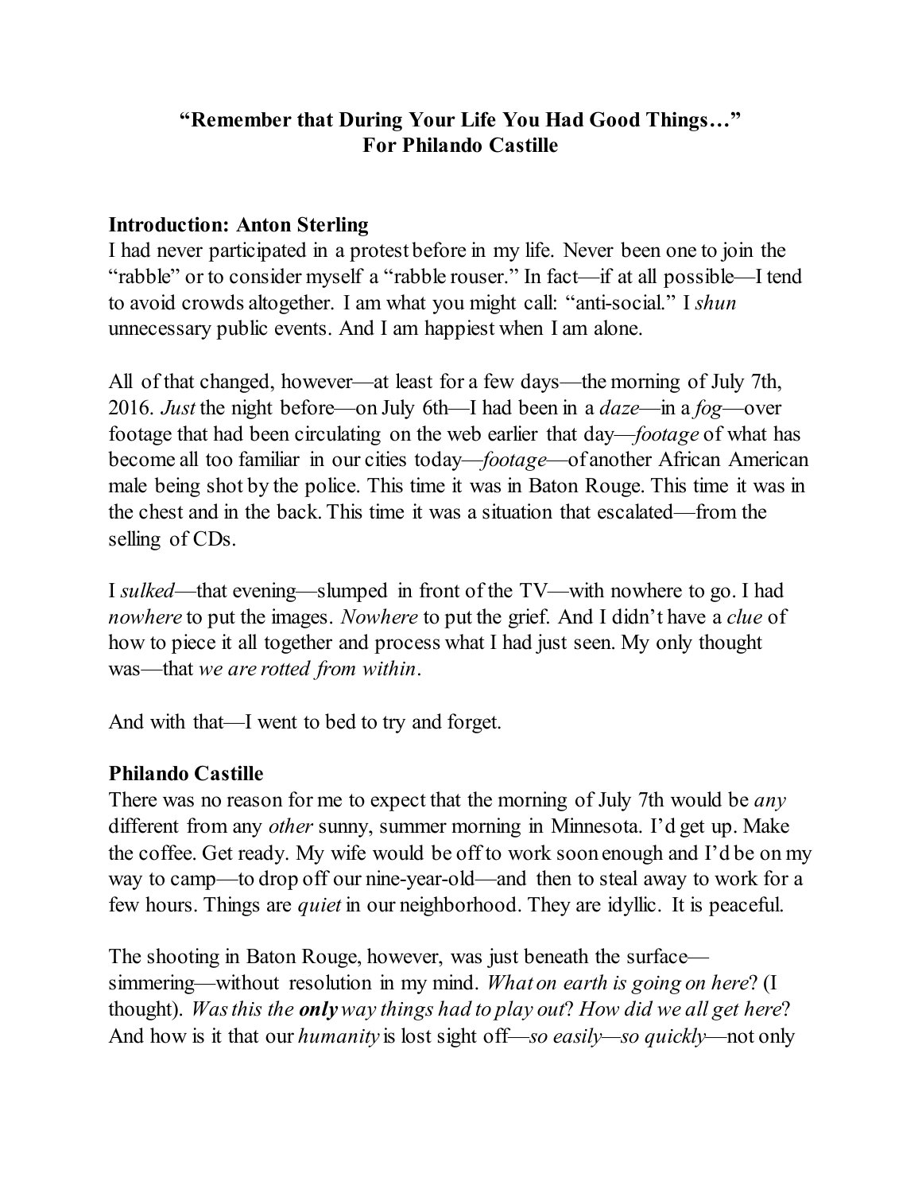**“Remember that During Your Life You Had Good Things…”**
**For Philando Castille**

**Introduction: Anton Sterling**

I had never participated in a protest before in my life. Never been one to join the “rabble” or to consider myself a “rabble rouser.” In fact—if at all possible—I tend to avoid crowds altogether. I am what you might call: “anti-social.” I *shun* unnecessary public events. And I am happiest when I am alone.

All of that changed, however—at least for a few days—the morning of July 7th, 2016. *Just* the night before—on July 6th—I had been in a *daze*—in a *fog*—over footage that had been circulating on the web earlier that day—*footage* of what has become all too familiar in our cities today—*footage*—of another African American male being shot by the police. This time it was in Baton Rouge. This time it was in the chest and in the back. This time it was a situation that escalated—from the selling of CDs.

I *sulked*—that evening—slumped in front of the TV—with nowhere to go. I had *nowhere* to put the images. *Nowhere* to put the grief. And I didn’t have a *clue* of how to piece it all together and process what I had just seen. My only thought was—that *we are rotted from within*.

And with that—I went to bed to try and forget.

**Philando Castille**

There was no reason for me to expect that the morning of July 7th would be *any* different from any *other* sunny, summer morning in Minnesota. I’d get up. Make the coffee. Get ready. My wife would be off to work soon enough and I’d be on my way to camp—to drop off our nine-year-old—and then to steal away to work for a few hours. Things are *quiet* in our neighborhood. They are idyllic. It is peaceful.

The shooting in Baton Rouge, however, was just beneath the surface—simmering—without resolution in my mind. *What on earth is going on here*? (I thought). *Was this the **only** way things had to play out*? *How did we all get here*? And how is it that our *humanity* is lost sight off—*so easily*—*so quickly*—not only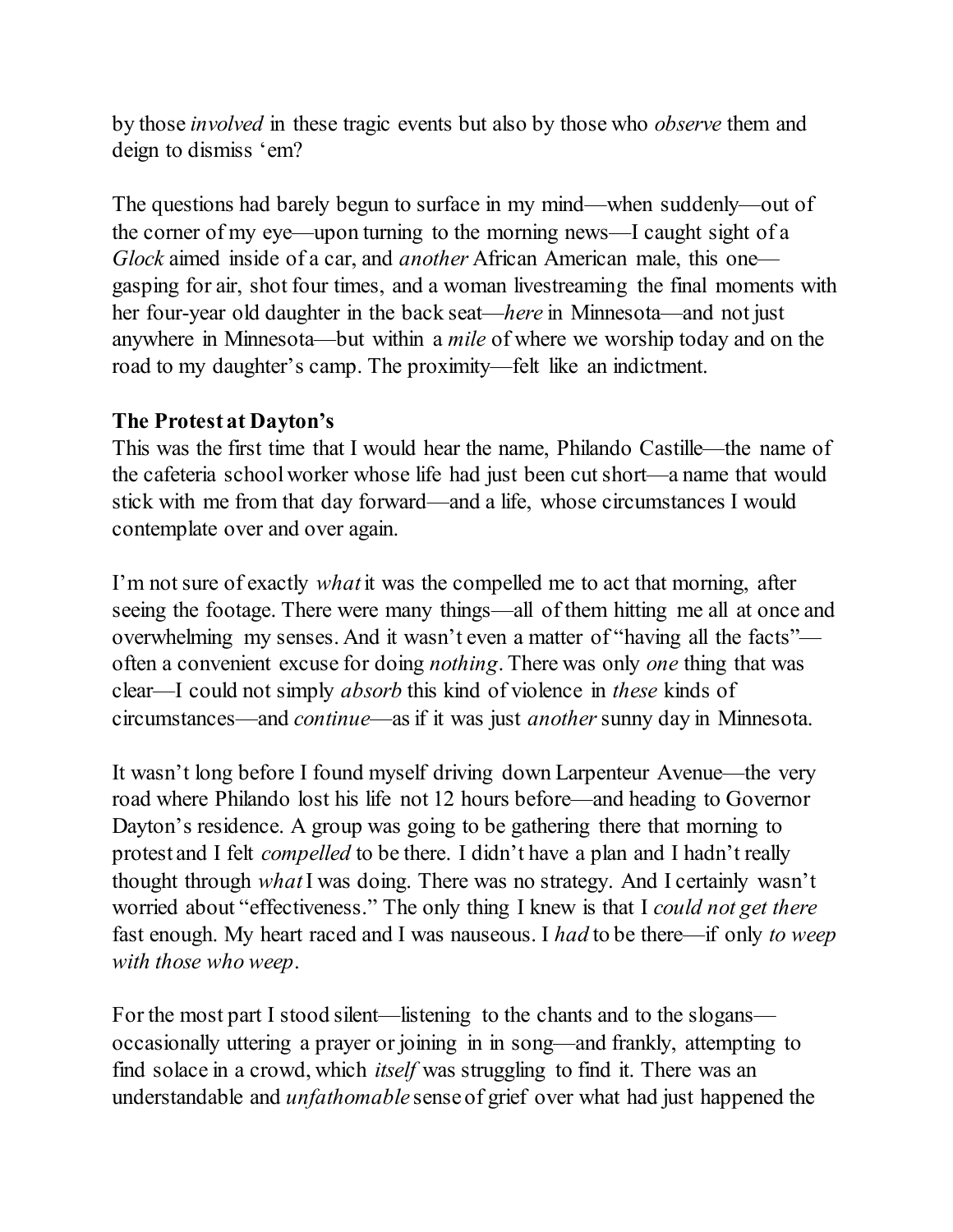by those *involved* in these tragic events but also by those who *observe* them and deign to dismiss 'em?

The questions had barely begun to surface in my mind—when suddenly—out of the corner of my eye—upon turning to the morning news—I caught sight of a *Glock* aimed inside of a car, and *another* African American male, this one—gasping for air, shot four times, and a woman livestreaming the final moments with her four-year old daughter in the back seat—*here* in Minnesota—and not just anywhere in Minnesota—but within a *mile* of where we worship today and on the road to my daughter's camp. The proximity—felt like an indictment.

**The Protest at Dayton's**

This was the first time that I would hear the name, Philando Castille—the name of the cafeteria school worker whose life had just been cut short—a name that would stick with me from that day forward—and a life, whose circumstances I would contemplate over and over again.

I'm not sure of exactly *what* it was the compelled me to act that morning, after seeing the footage. There were many things—all of them hitting me all at once and overwhelming my senses. And it wasn't even a matter of "having all the facts"—often a convenient excuse for doing *nothing*. There was only *one* thing that was clear—I could not simply *absorb* this kind of violence in *these* kinds of circumstances—and *continue*—as if it was just *another* sunny day in Minnesota.

It wasn't long before I found myself driving down Larpenteur Avenue—the very road where Philando lost his life not 12 hours before—and heading to Governor Dayton's residence. A group was going to be gathering there that morning to protest and I felt *compelled* to be there. I didn't have a plan and I hadn't really thought through *what* I was doing. There was no strategy. And I certainly wasn't worried about "effectiveness." The only thing I knew is that I *could not get there* fast enough. My heart raced and I was nauseous. I *had* to be there—if only *to weep with those who weep*.

For the most part I stood silent—listening to the chants and to the slogans—occasionally uttering a prayer or joining in in song—and frankly, attempting to find solace in a crowd, which *itself* was struggling to find it. There was an understandable and *unfathomable* sense of grief over what had just happened the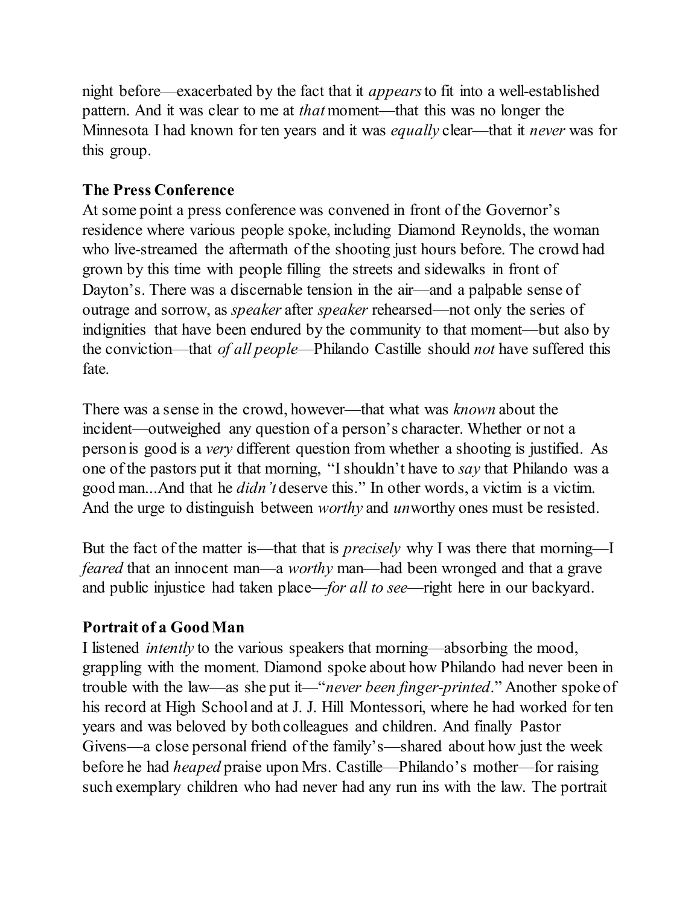night before—exacerbated by the fact that it *appears* to fit into a well-established pattern. And it was clear to me at *that* moment—that this was no longer the Minnesota I had known for ten years and it was *equally* clear—that it *never* was for this group.

**The Press Conference**

At some point a press conference was convened in front of the Governor's residence where various people spoke, including Diamond Reynolds, the woman who live-streamed the aftermath of the shooting just hours before. The crowd had grown by this time with people filling the streets and sidewalks in front of Dayton's. There was a discernable tension in the air—and a palpable sense of outrage and sorrow, as *speaker* after *speaker* rehearsed—not only the series of indignities that have been endured by the community to that moment—but also by the conviction—that *of all people*—Philando Castille should *not* have suffered this fate.

There was a sense in the crowd, however—that what was *known* about the incident—outweighed any question of a person's character. Whether or not a person is good is a *very* different question from whether a shooting is justified. As one of the pastors put it that morning, "I shouldn't have to *say* that Philando was a good man...And that he *didn't* deserve this." In other words, a victim is a victim. And the urge to distinguish between *worthy* and *un*worthy ones must be resisted.

But the fact of the matter is—that that is *precisely* why I was there that morning—I *feared* that an innocent man—a *worthy* man—had been wronged and that a grave and public injustice had taken place—*for all to see*—right here in our backyard.

**Portrait of a Good Man**

I listened *intently* to the various speakers that morning—absorbing the mood, grappling with the moment. Diamond spoke about how Philando had never been in trouble with the law—as she put it—"*never been finger-printed*." Another spoke of his record at High School and at J. J. Hill Montessori, where he had worked for ten years and was beloved by both colleagues and children. And finally Pastor Givens—a close personal friend of the family's—shared about how just the week before he had *heaped* praise upon Mrs. Castille—Philando's mother—for raising such exemplary children who had never had any run ins with the law. The portrait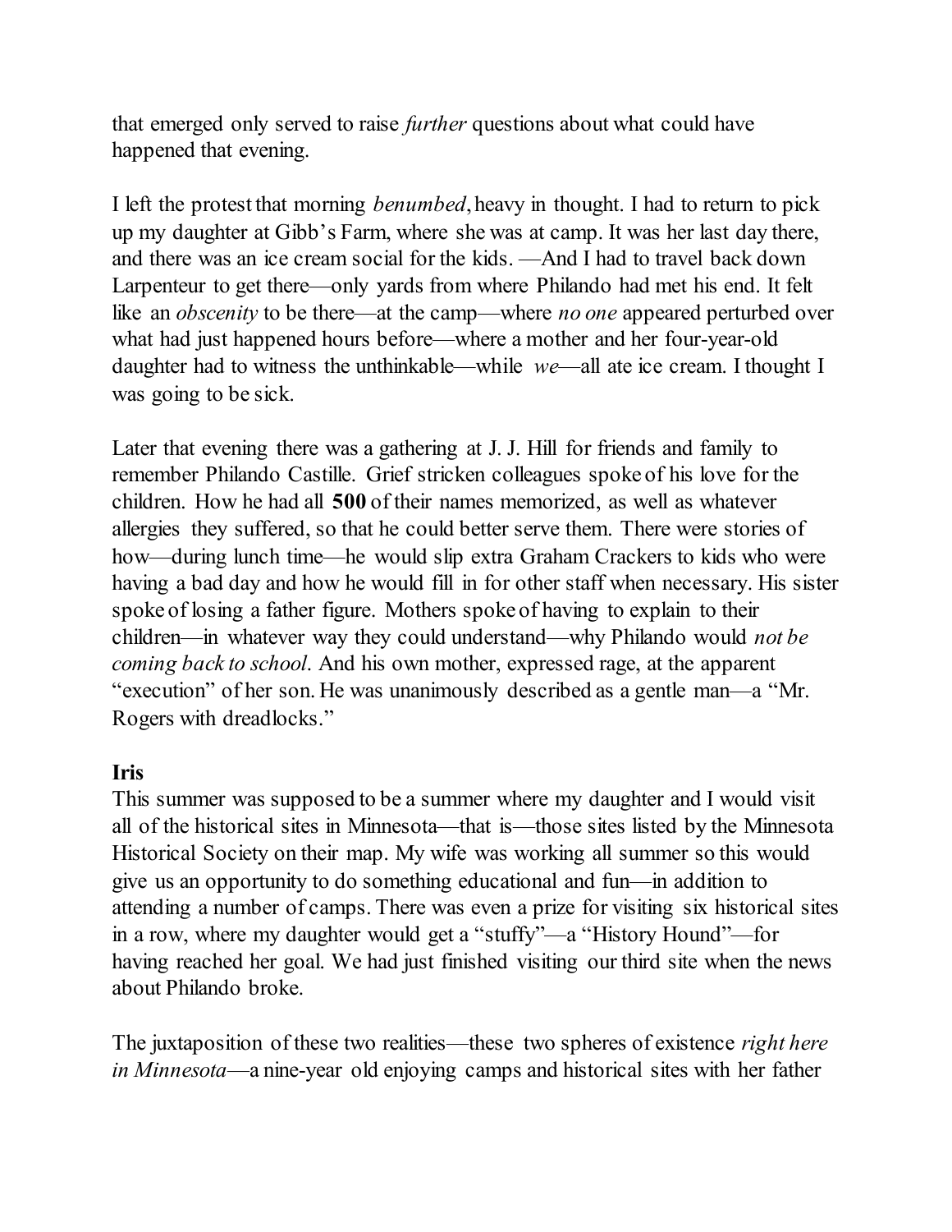that emerged only served to raise *further* questions about what could have happened that evening.

I left the protest that morning *benumbed*, heavy in thought. I had to return to pick up my daughter at Gibb's Farm, where she was at camp. It was her last day there, and there was an ice cream social for the kids. —And I had to travel back down Larpenteur to get there—only yards from where Philando had met his end. It felt like an *obscenity* to be there—at the camp—where *no one* appeared perturbed over what had just happened hours before—where a mother and her four-year-old daughter had to witness the unthinkable—while *we*—all ate ice cream. I thought I was going to be sick.

Later that evening there was a gathering at J. J. Hill for friends and family to remember Philando Castille. Grief stricken colleagues spoke of his love for the children. How he had all **500** of their names memorized, as well as whatever allergies they suffered, so that he could better serve them. There were stories of how—during lunch time—he would slip extra Graham Crackers to kids who were having a bad day and how he would fill in for other staff when necessary. His sister spoke of losing a father figure. Mothers spoke of having to explain to their children—in whatever way they could understand—why Philando would *not be coming back to school*. And his own mother, expressed rage, at the apparent "execution" of her son. He was unanimously described as a gentle man—a "Mr. Rogers with dreadlocks."

**Iris**

This summer was supposed to be a summer where my daughter and I would visit all of the historical sites in Minnesota—that is—those sites listed by the Minnesota Historical Society on their map. My wife was working all summer so this would give us an opportunity to do something educational and fun—in addition to attending a number of camps. There was even a prize for visiting six historical sites in a row, where my daughter would get a "stuffy"—a "History Hound"—for having reached her goal. We had just finished visiting our third site when the news about Philando broke.

The juxtaposition of these two realities—these two spheres of existence *right here in Minnesota*—a nine-year old enjoying camps and historical sites with her father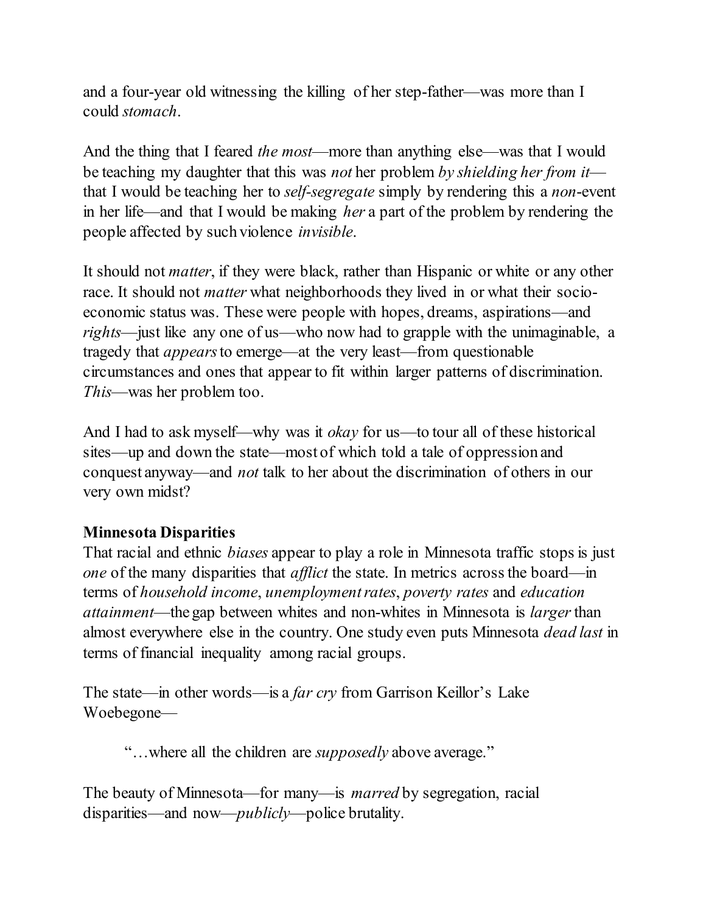and a four-year old witnessing the killing of her step-father—was more than I could *stomach*.

And the thing that I feared *the most*—more than anything else—was that I would be teaching my daughter that this was *not* her problem *by shielding her from it*—that I would be teaching her to *self-segregate* simply by rendering this a *non*-event in her life—and that I would be making *her* a part of the problem by rendering the people affected by such violence *invisible*.

It should not *matter*, if they were black, rather than Hispanic or white or any other race. It should not *matter* what neighborhoods they lived in or what their socio-economic status was. These were people with hopes, dreams, aspirations—and *rights*—just like any one of us—who now had to grapple with the unimaginable, a tragedy that *appears* to emerge—at the very least—from questionable circumstances and ones that appear to fit within larger patterns of discrimination. *This*—was her problem too.

And I had to ask myself—why was it *okay* for us—to tour all of these historical sites—up and down the state—most of which told a tale of oppression and conquest anyway—and *not* talk to her about the discrimination of others in our very own midst?

**Minnesota Disparities**

That racial and ethnic *biases* appear to play a role in Minnesota traffic stops is just *one* of the many disparities that *afflict* the state. In metrics across the board—in terms of *household income*, *unemployment rates*, *poverty rates* and *education attainment*—the gap between whites and non-whites in Minnesota is *larger* than almost everywhere else in the country. One study even puts Minnesota *dead last* in terms of financial inequality among racial groups.

The state—in other words—is a *far cry* from Garrison Keillor's Lake Woebegone—

> "…where all the children are *supposedly* above average."

The beauty of Minnesota—for many—is *marred* by segregation, racial disparities—and now—*publicly*—police brutality.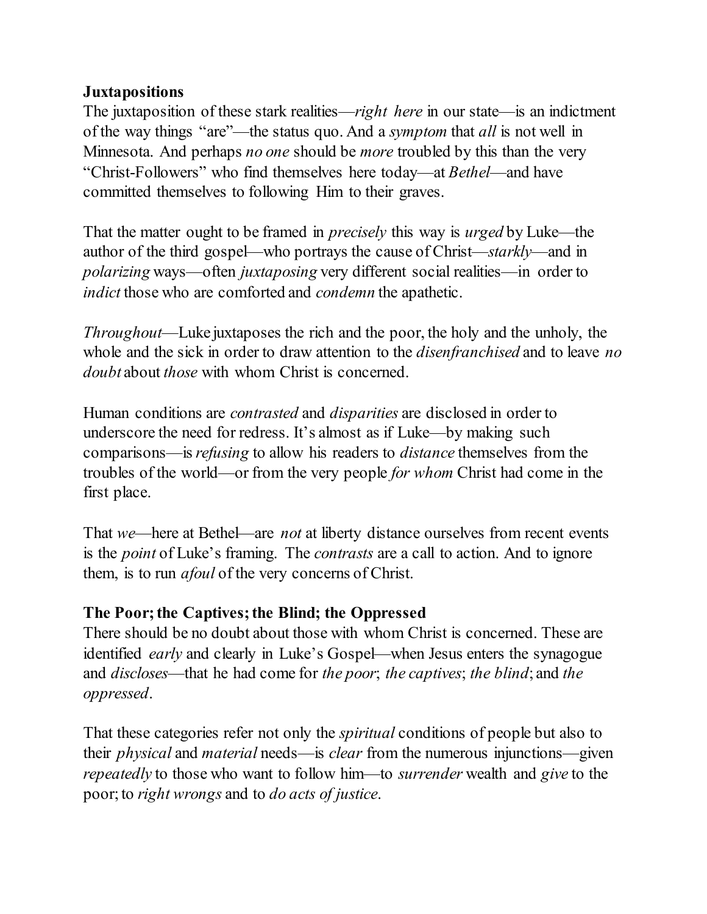**Juxtapositions**

The juxtaposition of these stark realities—*right here* in our state—is an indictment of the way things "are"—the status quo. And a *symptom* that *all* is not well in Minnesota. And perhaps *no one* should be *more* troubled by this than the very "Christ-Followers" who find themselves here today—at *Bethel*—and have committed themselves to following Him to their graves.

That the matter ought to be framed in *precisely* this way is *urged* by Luke—the author of the third gospel—who portrays the cause of Christ—*starkly*—and in *polarizing* ways—often *juxtaposing* very different social realities—in order to *indict* those who are comforted and *condemn* the apathetic.

*Throughout*—Luke juxtaposes the rich and the poor, the holy and the unholy, the whole and the sick in order to draw attention to the *disenfranchised* and to leave *no doubt* about *those* with whom Christ is concerned.

Human conditions are *contrasted* and *disparities* are disclosed in order to underscore the need for redress. It's almost as if Luke—by making such comparisons—is *refusing* to allow his readers to *distance* themselves from the troubles of the world—or from the very people *for whom* Christ had come in the first place.

That *we*—here at Bethel—are *not* at liberty distance ourselves from recent events is the *point* of Luke's framing. The *contrasts* are a call to action. And to ignore them, is to run *afoul* of the very concerns of Christ.

**The Poor; the Captives; the Blind; the Oppressed**

There should be no doubt about those with whom Christ is concerned. These are identified *early* and clearly in Luke's Gospel—when Jesus enters the synagogue and *discloses*—that he had come for *the poor*; *the captives*; *the blind*; and *the oppressed*.

That these categories refer not only the *spiritual* conditions of people but also to their *physical* and *material* needs—is *clear* from the numerous injunctions—given *repeatedly* to those who want to follow him—to *surrender* wealth and *give* to the poor; to *right wrongs* and to *do acts of justice*.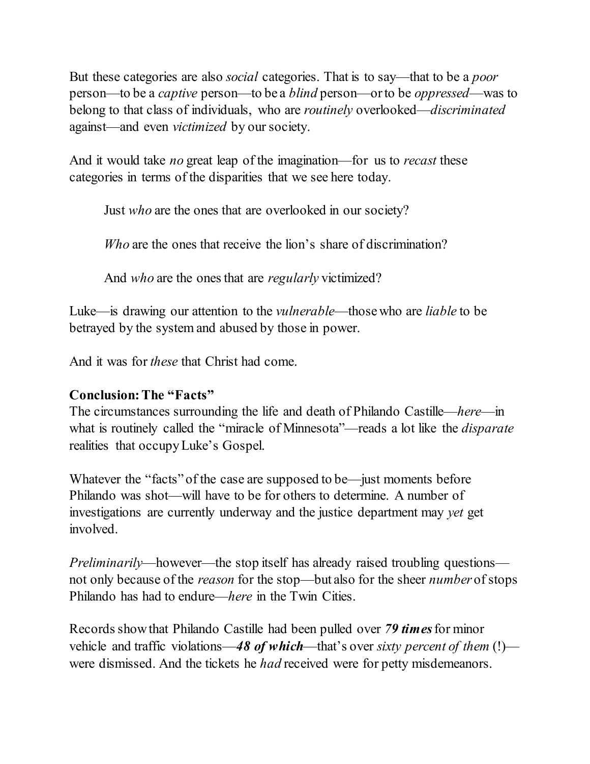But these categories are also *social* categories. That is to say—that to be a *poor* person—to be a *captive* person—to be a *blind* person—or to be *oppressed*—was to belong to that class of individuals, who are *routinely* overlooked—*discriminated* against—and even *victimized* by our society.

And it would take *no* great leap of the imagination—for us to *recast* these categories in terms of the disparities that we see here today.

> Just *who* are the ones that are overlooked in our society?
>
> *Who* are the ones that receive the lion's share of discrimination?
>
> And *who* are the ones that are *regularly* victimized?

Luke—is drawing our attention to the *vulnerable*—those who are *liable* to be betrayed by the system and abused by those in power.

And it was for *these* that Christ had come.

**Conclusion: The "Facts"**

The circumstances surrounding the life and death of Philando Castille—*here*—in what is routinely called the "miracle of Minnesota"—reads a lot like the *disparate* realities that occupy Luke's Gospel.

Whatever the "facts" of the case are supposed to be—just moments before Philando was shot—will have to be for others to determine. A number of investigations are currently underway and the justice department may *yet* get involved.

*Preliminarily*—however—the stop itself has already raised troubling questions—not only because of the *reason* for the stop—but also for the sheer *number* of stops Philando has had to endure—*here* in the Twin Cities.

Records show that Philando Castille had been pulled over ***79 times*** for minor vehicle and traffic violations—***48 of which***—that's over *sixty percent of them* (!)—were dismissed. And the tickets he *had* received were for petty misdemeanors.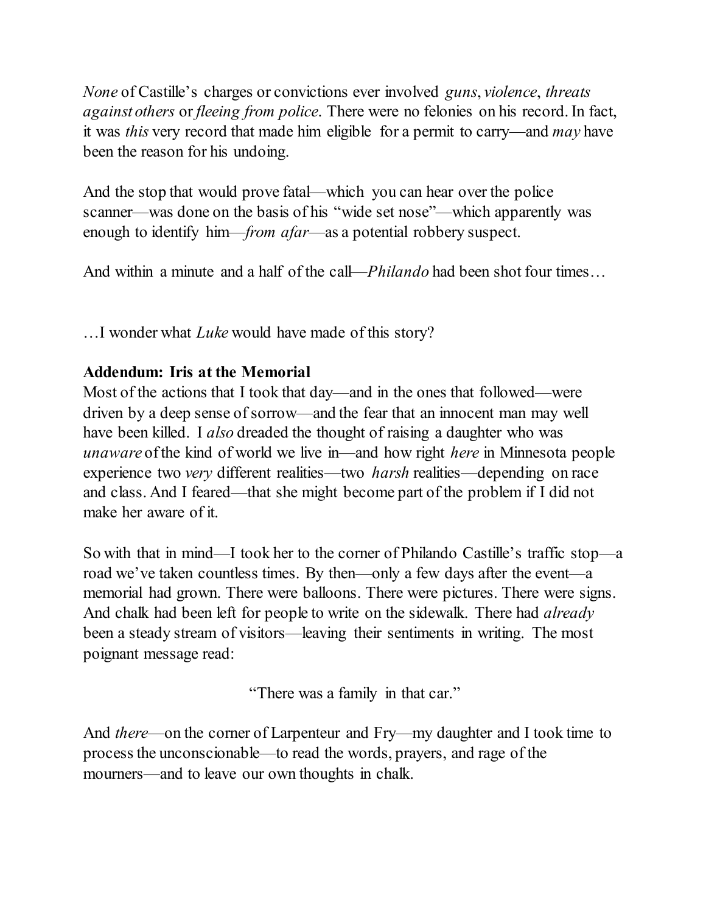*None* of Castille's charges or convictions ever involved *guns*, *violence*, *threats against others* or *fleeing from police*. There were no felonies on his record. In fact, it was *this* very record that made him eligible for a permit to carry—and *may* have been the reason for his undoing.

And the stop that would prove fatal—which you can hear over the police scanner—was done on the basis of his "wide set nose"—which apparently was enough to identify him—*from afar*—as a potential robbery suspect.

And within a minute and a half of the call—*Philando* had been shot four times…

…I wonder what *Luke* would have made of this story?

**Addendum: Iris at the Memorial**

Most of the actions that I took that day—and in the ones that followed—were driven by a deep sense of sorrow—and the fear that an innocent man may well have been killed. I *also* dreaded the thought of raising a daughter who was *unaware* of the kind of world we live in—and how right *here* in Minnesota people experience two *very* different realities—two *harsh* realities—depending on race and class. And I feared—that she might become part of the problem if I did not make her aware of it.

So with that in mind—I took her to the corner of Philando Castille's traffic stop—a road we've taken countless times. By then—only a few days after the event—a memorial had grown. There were balloons. There were pictures. There were signs. And chalk had been left for people to write on the sidewalk. There had *already* been a steady stream of visitors—leaving their sentiments in writing. The most poignant message read:

"There was a family in that car."

And *there*—on the corner of Larpenteur and Fry—my daughter and I took time to process the unconscionable—to read the words, prayers, and rage of the mourners—and to leave our own thoughts in chalk.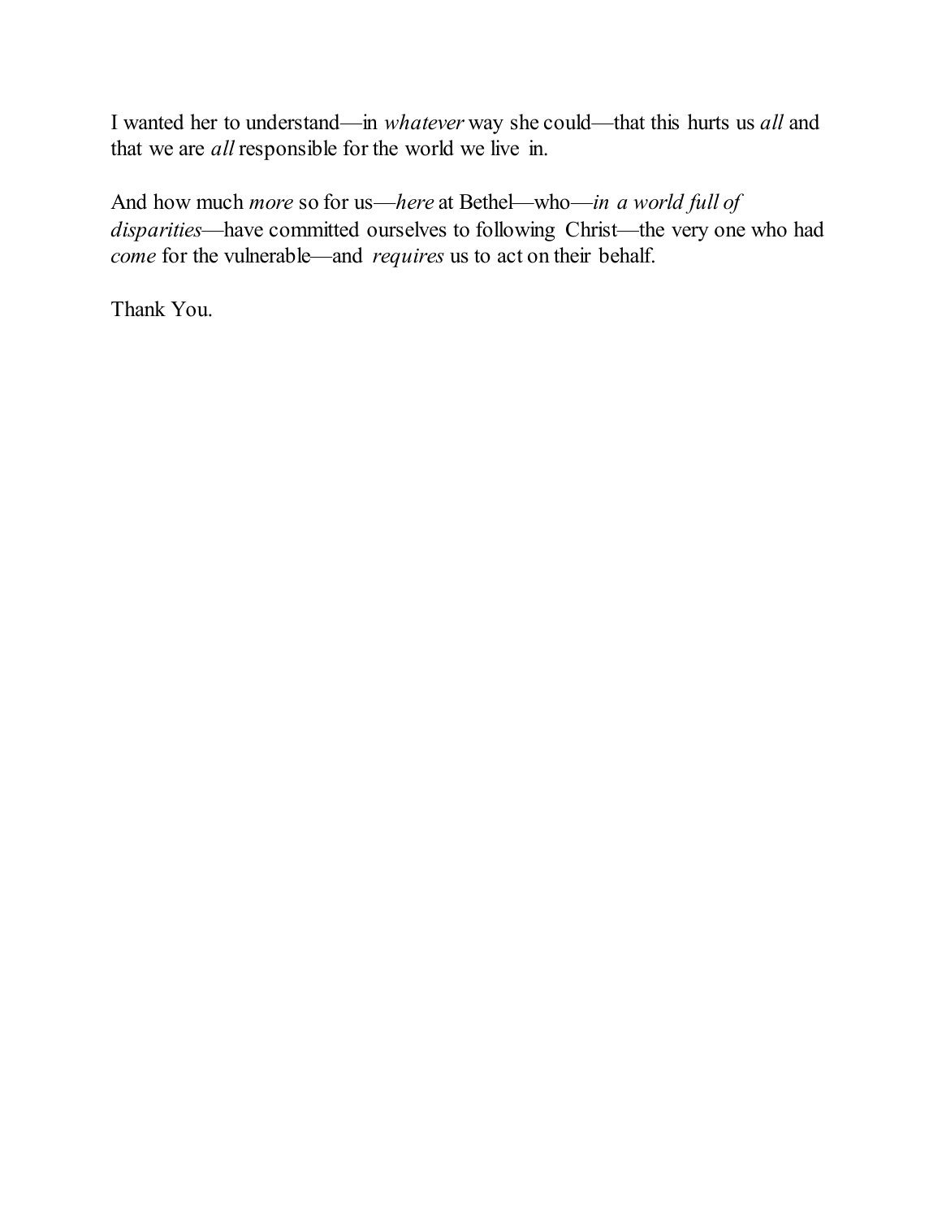I wanted her to understand—in *whatever* way she could—that this hurts us *all* and that we are *all* responsible for the world we live in.

And how much *more* so for us—*here* at Bethel—who—*in a world full of disparities*—have committed ourselves to following Christ—the very one who had *come* for the vulnerable—and *requires* us to act on their behalf.

Thank You.